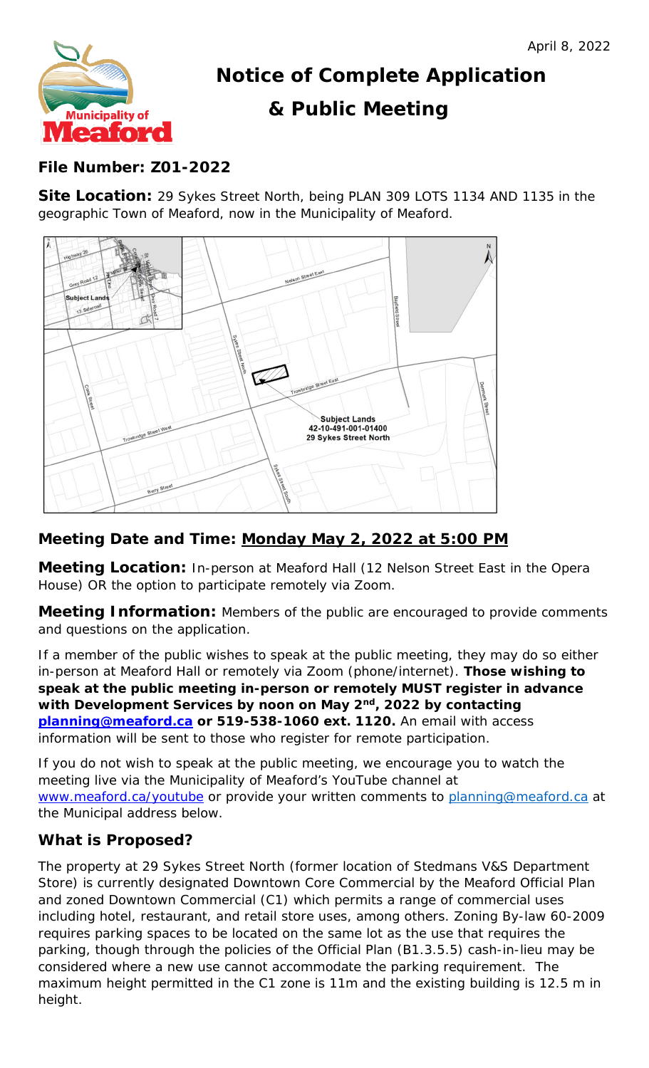April 8, 2022

# Notice of Complete Application & Public Meeting

## File Number: Z01-2022

**Site Location:** 29 Sykes Street North, being PLAN 309 LOTS 1134 AND 1135 in the geographic Town of Meaford, now in the Municipality of Meaford.

Subject Lands
42-10-491-001-01400
29 Sykes Street North

## Meeting Date and Time: Monday May 2, 2022 at 5:00 PM

**Meeting Location:** In-person at Meaford Hall (12 Nelson Street East in the Opera House) OR the option to participate remotely via Zoom.

**Meeting Information:** Members of the public are encouraged to provide comments and questions on the application.

If a member of the public wishes to speak at the public meeting, they may do so either in-person at Meaford Hall or remotely via Zoom (phone/internet). **Those wishing to speak at the public meeting in-person or remotely MUST register in advance with Development Services by noon on May 2nd, 2022 by contacting planning@meaford.ca or 519-538-1060 ext. 1120.** An email with access information will be sent to those who register for remote participation.

If you do not wish to speak at the public meeting, we encourage you to watch the meeting live via the Municipality of Meaford's YouTube channel at www.meaford.ca/youtube or provide your written comments to planning@meaford.ca at the Municipal address below.

## What is Proposed?

The property at 29 Sykes Street North (former location of Stedmans V&S Department Store) is currently designated Downtown Core Commercial by the Meaford Official Plan and zoned Downtown Commercial (C1) which permits a range of commercial uses including hotel, restaurant, and retail store uses, among others. Zoning By-law 60-2009 requires parking spaces to be located on the same lot as the use that requires the parking, though through the policies of the Official Plan (B1.3.5.5) cash-in-lieu may be considered where a new use cannot accommodate the parking requirement. The maximum height permitted in the C1 zone is 11m and the existing building is 12.5 m in height.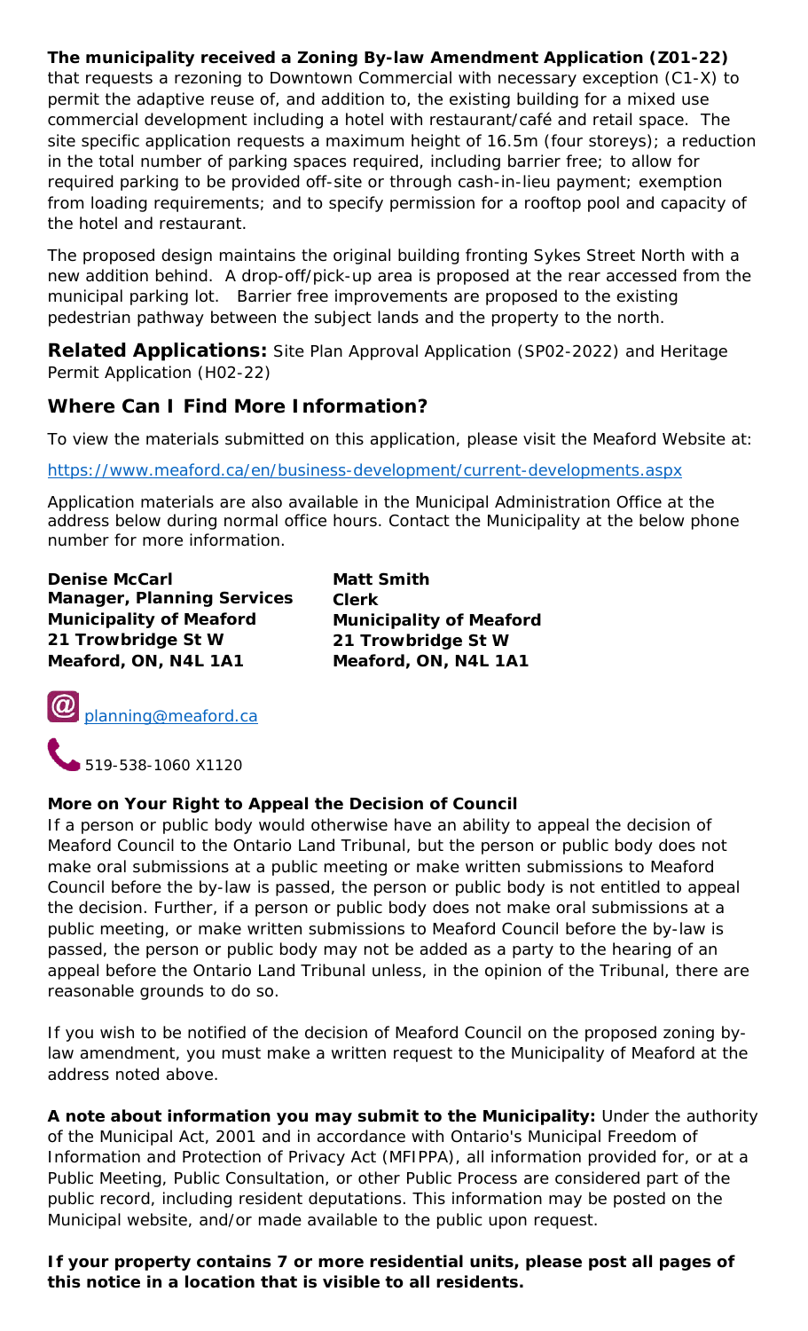**The municipality received a Zoning By-law Amendment Application (Z01-22)** that requests a rezoning to Downtown Commercial with necessary exception (C1-X) to permit the adaptive reuse of, and addition to, the existing building for a mixed use commercial development including a hotel with restaurant/café and retail space. The site specific application requests a maximum height of 16.5m (four storeys); a reduction in the total number of parking spaces required, including barrier free; to allow for required parking to be provided off-site or through cash-in-lieu payment; exemption from loading requirements; and to specify permission for a rooftop pool and capacity of the hotel and restaurant.

The proposed design maintains the original building fronting Sykes Street North with a new addition behind. A drop-off/pick-up area is proposed at the rear accessed from the municipal parking lot. Barrier free improvements are proposed to the existing pedestrian pathway between the subject lands and the property to the north.

**Related Applications:** Site Plan Approval Application (SP02-2022) and Heritage Permit Application (H02-22)

## Where Can I Find More Information?

To view the materials submitted on this application, please visit the Meaford Website at:

https://www.meaford.ca/en/business-development/current-developments.aspx

Application materials are also available in the Municipal Administration Office at the address below during normal office hours. Contact the Municipality at the below phone number for more information.

**Denise McCarl**
**Manager, Planning Services**
**Municipality of Meaford**
**21 Trowbridge St W**
**Meaford, ON, N4L 1A1**

**Matt Smith**
**Clerk**
**Municipality of Meaford**
**21 Trowbridge St W**
**Meaford, ON, N4L 1A1**

planning@meaford.ca

519-538-1060 X1120

**More on Your Right to Appeal the Decision of Council**

If a person or public body would otherwise have an ability to appeal the decision of Meaford Council to the Ontario Land Tribunal, but the person or public body does not make oral submissions at a public meeting or make written submissions to Meaford Council before the by-law is passed, the person or public body is not entitled to appeal the decision. Further, if a person or public body does not make oral submissions at a public meeting, or make written submissions to Meaford Council before the by-law is passed, the person or public body may not be added as a party to the hearing of an appeal before the Ontario Land Tribunal unless, in the opinion of the Tribunal, there are reasonable grounds to do so.

If you wish to be notified of the decision of Meaford Council on the proposed zoning by-law amendment, you must make a written request to the Municipality of Meaford at the address noted above.

**A note about information you may submit to the Municipality:** Under the authority of the Municipal Act, 2001 and in accordance with Ontario's Municipal Freedom of Information and Protection of Privacy Act (MFIPPA), all information provided for, or at a Public Meeting, Public Consultation, or other Public Process are considered part of the public record, including resident deputations. This information may be posted on the Municipal website, and/or made available to the public upon request.

**If your property contains 7 or more residential units, please post all pages of this notice in a location that is visible to all residents.**